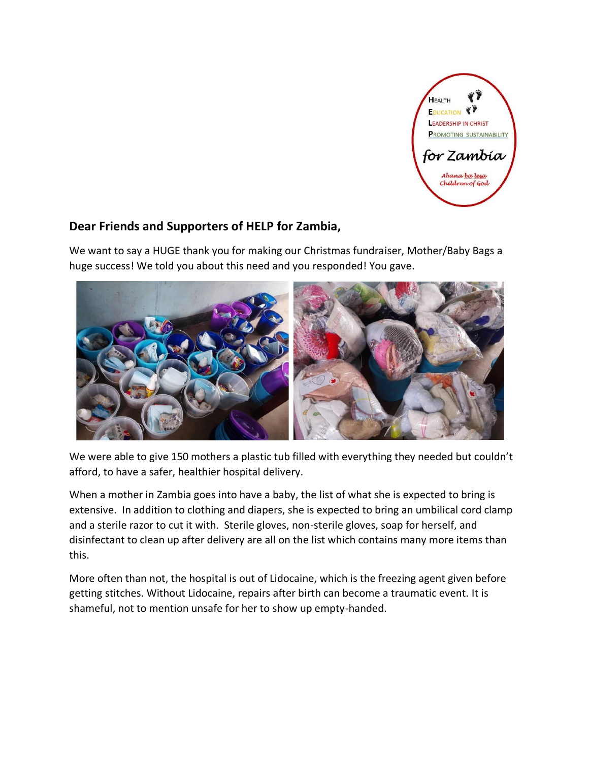HEALTH
EDUCATION
LEADERSHIP IN CHRIST
PROMOTING SUSTAINABILITY
*for Zambia*
*Abana ba lesa*
*Children of God*

### Dear Friends and Supporters of HELP for Zambia,

We want to say a HUGE thank you for making our Christmas fundraiser, Mother/Baby Bags a huge success! We told you about this need and you responded! You gave.

We were able to give 150 mothers a plastic tub filled with everything they needed but couldn't afford, to have a safer, healthier hospital delivery.

When a mother in Zambia goes into have a baby, the list of what she is expected to bring is extensive. In addition to clothing and diapers, she is expected to bring an umbilical cord clamp and a sterile razor to cut it with. Sterile gloves, non-sterile gloves, soap for herself, and disinfectant to clean up after delivery are all on the list which contains many more items than this.

More often than not, the hospital is out of Lidocaine, which is the freezing agent given before getting stitches. Without Lidocaine, repairs after birth can become a traumatic event. It is shameful, not to mention unsafe for her to show up empty-handed.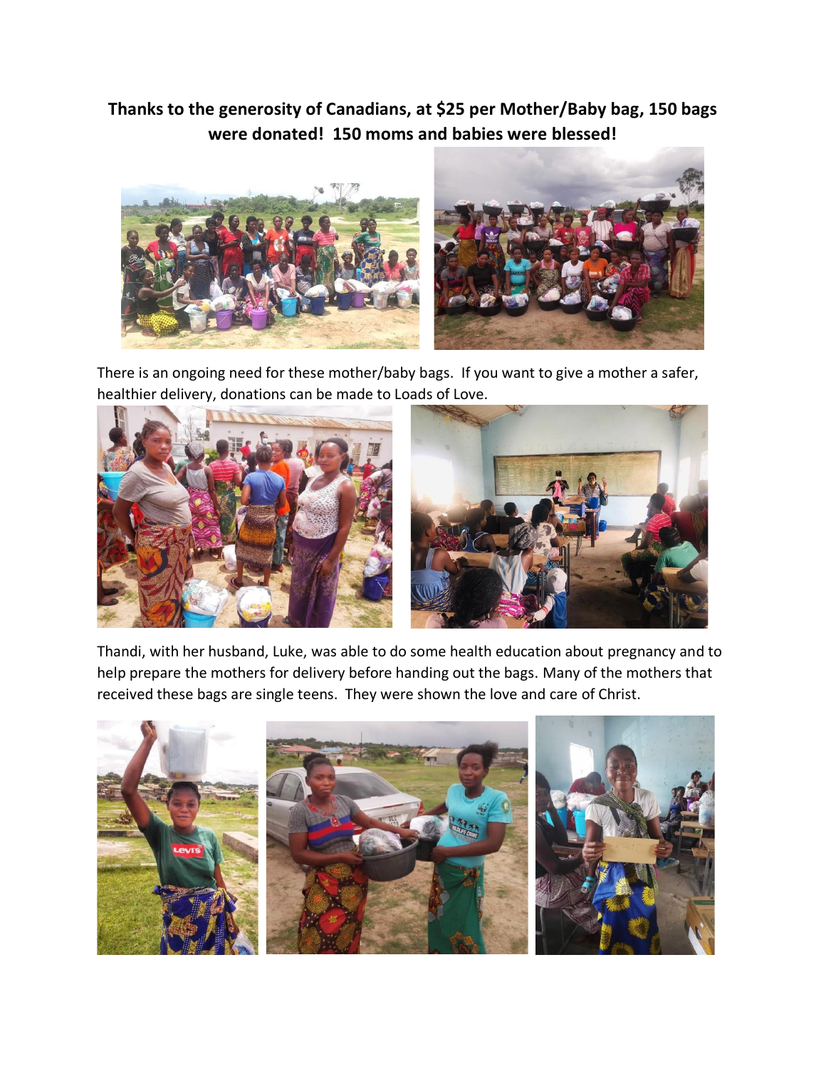**Thanks to the generosity of Canadians, at $25 per Mother/Baby bag, 150 bags were donated! 150 moms and babies were blessed!**

There is an ongoing need for these mother/baby bags. If you want to give a mother a safer, healthier delivery, donations can be made to Loads of Love.

Thandi, with her husband, Luke, was able to do some health education about pregnancy and to help prepare the mothers for delivery before handing out the bags. Many of the mothers that received these bags are single teens. They were shown the love and care of Christ.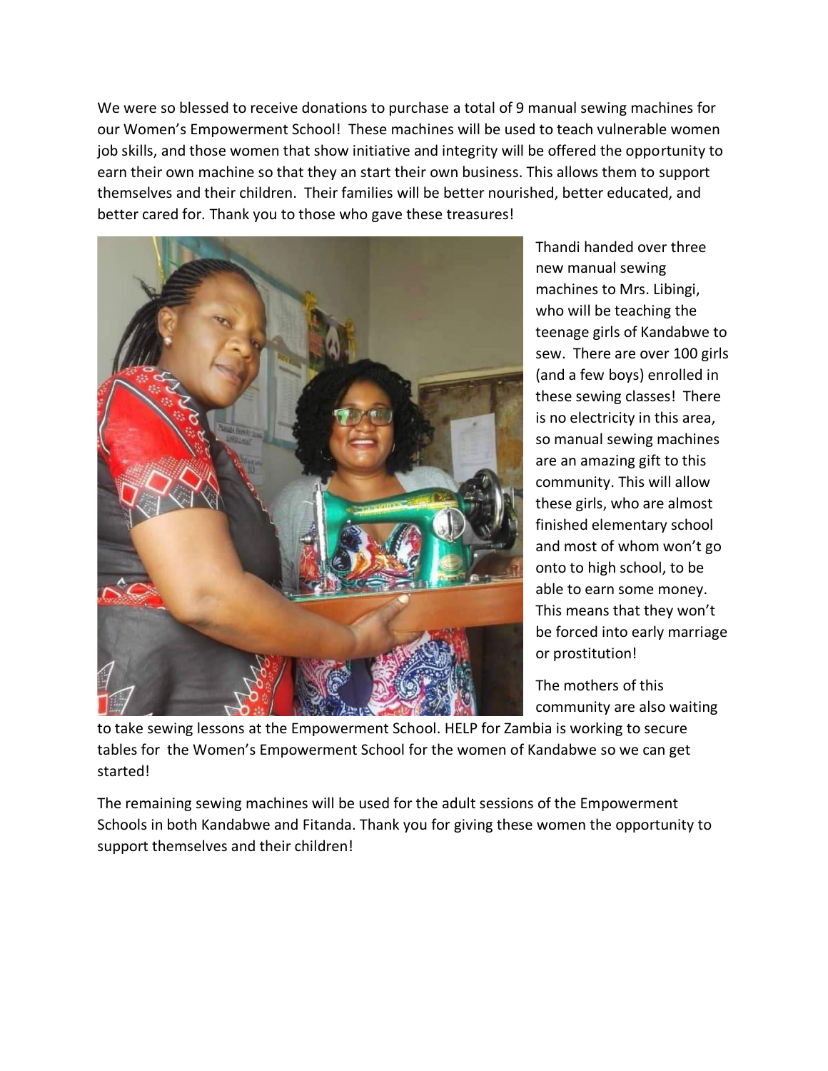We were so blessed to receive donations to purchase a total of 9 manual sewing machines for our Women's Empowerment School! These machines will be used to teach vulnerable women job skills, and those women that show initiative and integrity will be offered the opportunity to earn their own machine so that they an start their own business. This allows them to support themselves and their children. Their families will be better nourished, better educated, and better cared for. Thank you to those who gave these treasures!

Thandi handed over three new manual sewing machines to Mrs. Libingi, who will be teaching the teenage girls of Kandabwe to sew. There are over 100 girls (and a few boys) enrolled in these sewing classes! There is no electricity in this area, so manual sewing machines are an amazing gift to this community. This will allow these girls, who are almost finished elementary school and most of whom won't go onto to high school, to be able to earn some money. This means that they won't be forced into early marriage or prostitution!

The mothers of this community are also waiting to take sewing lessons at the Empowerment School. HELP for Zambia is working to secure tables for the Women's Empowerment School for the women of Kandabwe so we can get started!

The remaining sewing machines will be used for the adult sessions of the Empowerment Schools in both Kandabwe and Fitanda. Thank you for giving these women the opportunity to support themselves and their children!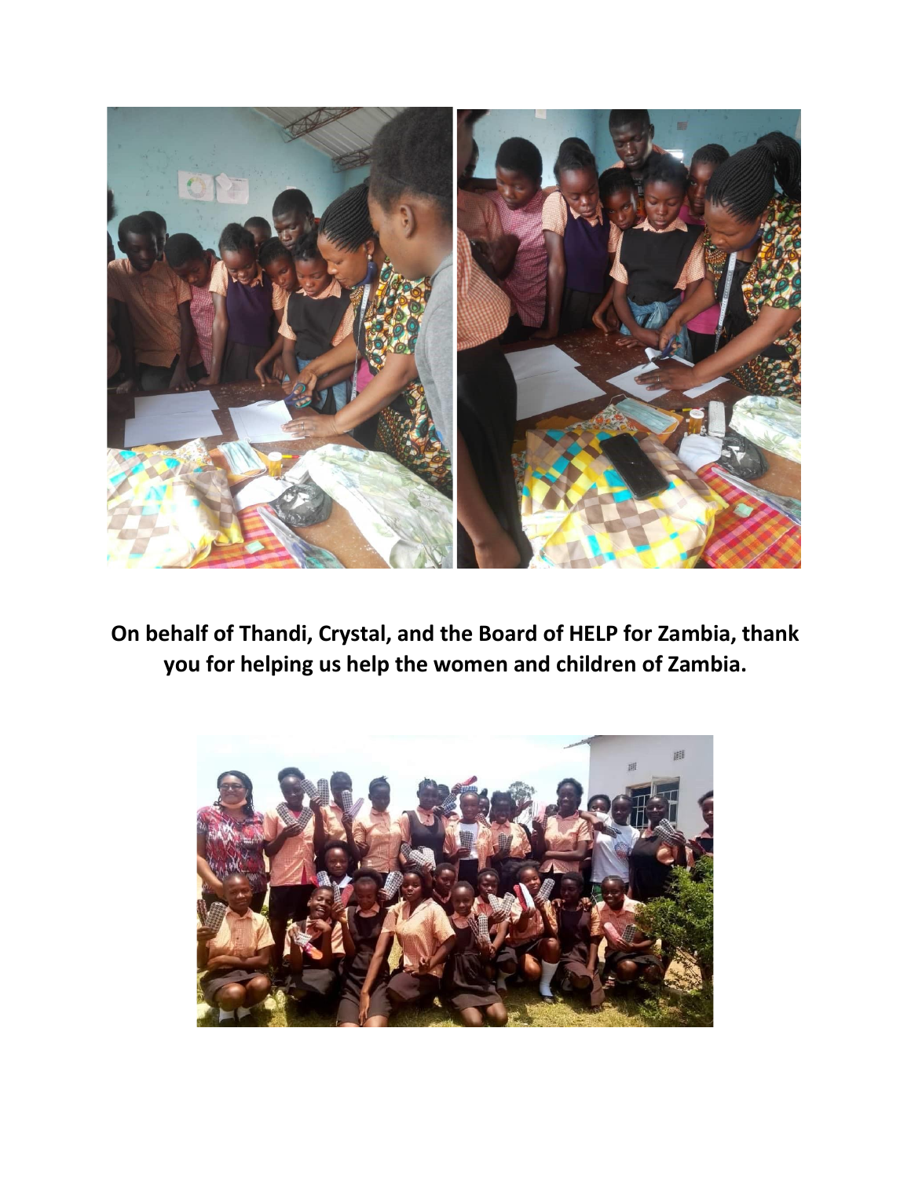**On behalf of Thandi, Crystal, and the Board of HELP for Zambia, thank you for helping us help the women and children of Zambia.**